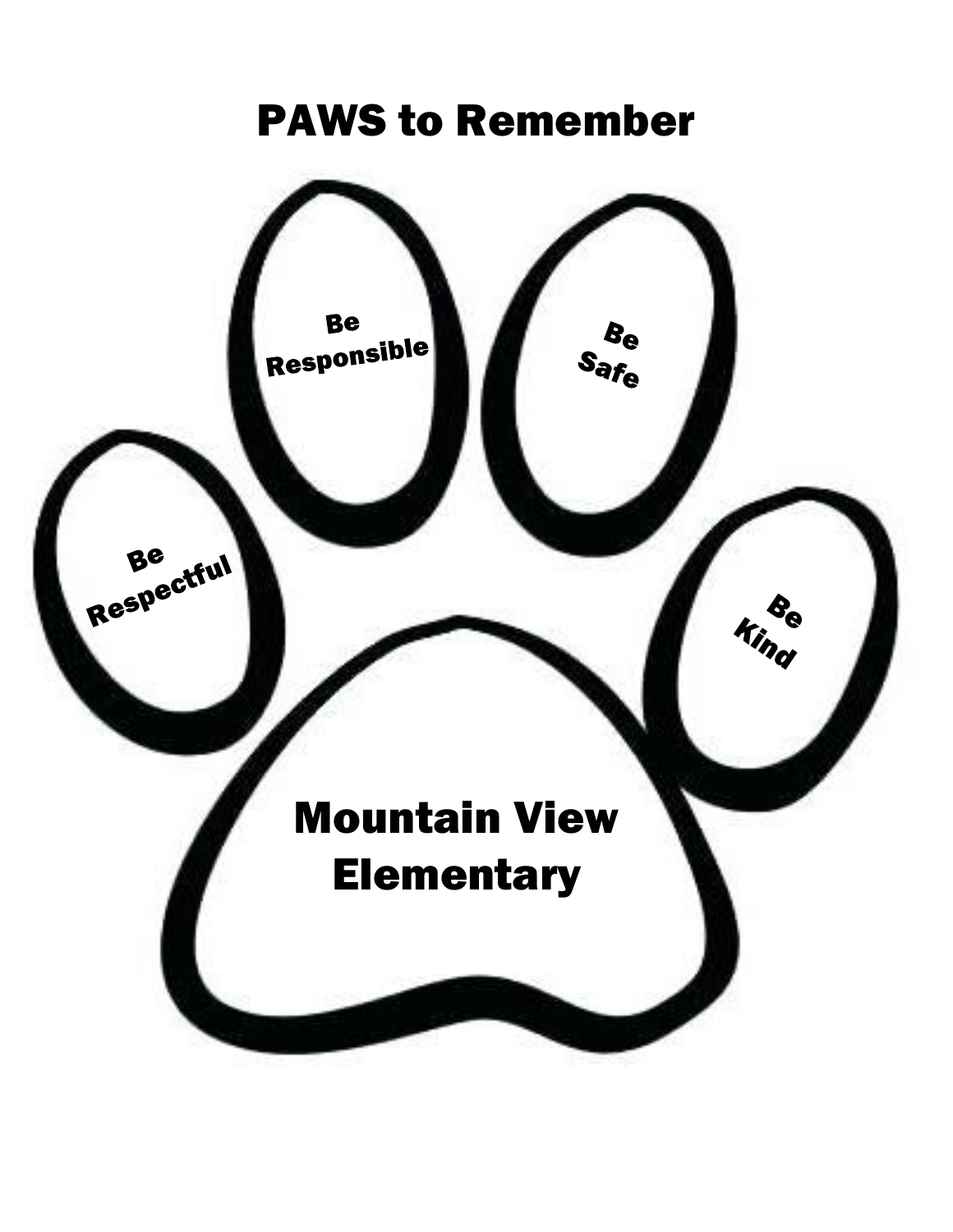# PAWS to Remember

Be Responsible

Be Safe

Be Respectful

Be Kind

Mountain View Elementary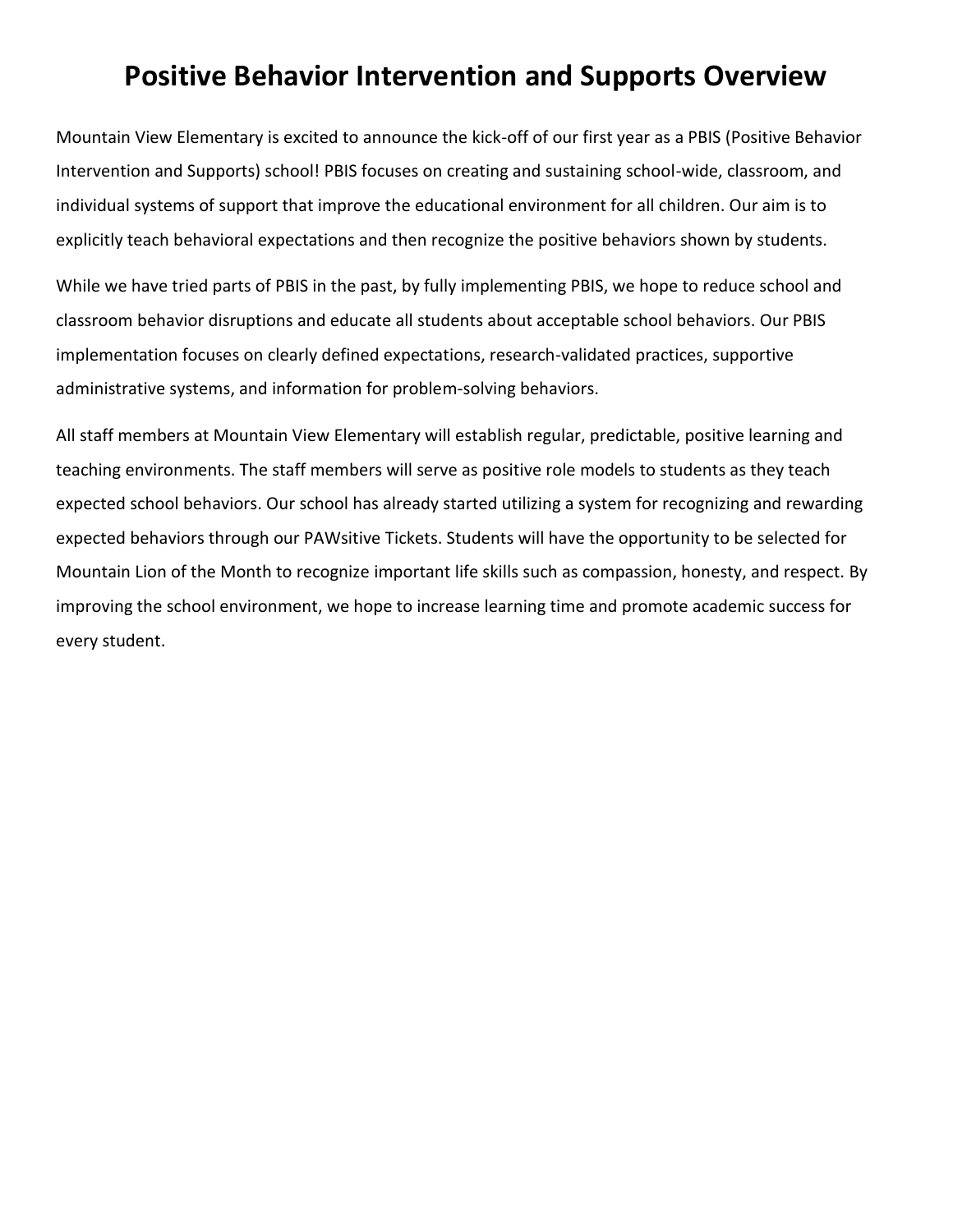# Positive Behavior Intervention and Supports Overview

Mountain View Elementary is excited to announce the kick-off of our first year as a PBIS (Positive Behavior Intervention and Supports) school! PBIS focuses on creating and sustaining school-wide, classroom, and individual systems of support that improve the educational environment for all children. Our aim is to explicitly teach behavioral expectations and then recognize the positive behaviors shown by students.

While we have tried parts of PBIS in the past, by fully implementing PBIS, we hope to reduce school and classroom behavior disruptions and educate all students about acceptable school behaviors. Our PBIS implementation focuses on clearly defined expectations, research-validated practices, supportive administrative systems, and information for problem-solving behaviors.

All staff members at Mountain View Elementary will establish regular, predictable, positive learning and teaching environments. The staff members will serve as positive role models to students as they teach expected school behaviors. Our school has already started utilizing a system for recognizing and rewarding expected behaviors through our PAWsitive Tickets. Students will have the opportunity to be selected for Mountain Lion of the Month to recognize important life skills such as compassion, honesty, and respect. By improving the school environment, we hope to increase learning time and promote academic success for every student.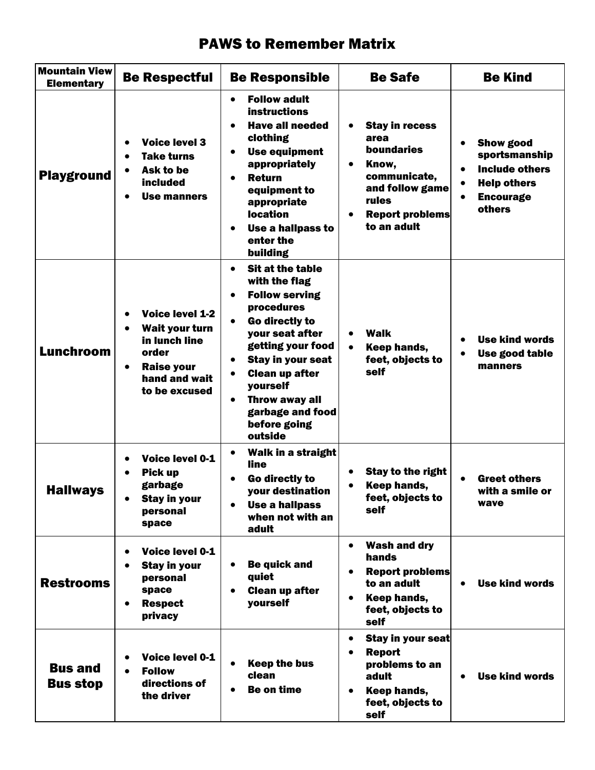# PAWS to Remember Matrix

| Mountain View Elementary | Be Respectful | Be Responsible | Be Safe | Be Kind |
|---|---|---|---|---|
| **Playground** | • Voice level 3<br>• Take turns<br>• Ask to be included<br>• Use manners | • Follow adult instructions<br>• Have all needed clothing<br>• Use equipment appropriately<br>• Return equipment to appropriate location<br>• Use a hallpass to enter the building | • Stay in recess area boundaries<br>• Know, communicate, and follow game rules<br>• Report problems to an adult | • Show good sportsmanship<br>• Include others<br>• Help others<br>• Encourage others |
| **Lunchroom** | • Voice level 1-2<br>• Wait your turn in lunch line order<br>• Raise your hand and wait to be excused | • Sit at the table with the flag<br>• Follow serving procedures<br>• Go directly to your seat after getting your food<br>• Stay in your seat<br>• Clean up after yourself<br>• Throw away all garbage and food before going outside | • Walk<br>• Keep hands, feet, objects to self | • Use kind words<br>• Use good table manners |
| **Hallways** | • Voice level 0-1<br>• Pick up garbage<br>• Stay in your personal space | • Walk in a straight line<br>• Go directly to your destination<br>• Use a hallpass when not with an adult | • Stay to the right<br>• Keep hands, feet, objects to self | • Greet others with a smile or wave |
| **Restrooms** | • Voice level 0-1<br>• Stay in your personal space<br>• Respect privacy | • Be quick and quiet<br>• Clean up after yourself | • Wash and dry hands<br>• Report problems to an adult<br>• Keep hands, feet, objects to self | • Use kind words |
| **Bus and Bus stop** | • Voice level 0-1<br>• Follow directions of the driver | • Keep the bus clean<br>• Be on time | • Stay in your seat<br>• Report problems to an adult<br>• Keep hands, feet, objects to self | • Use kind words |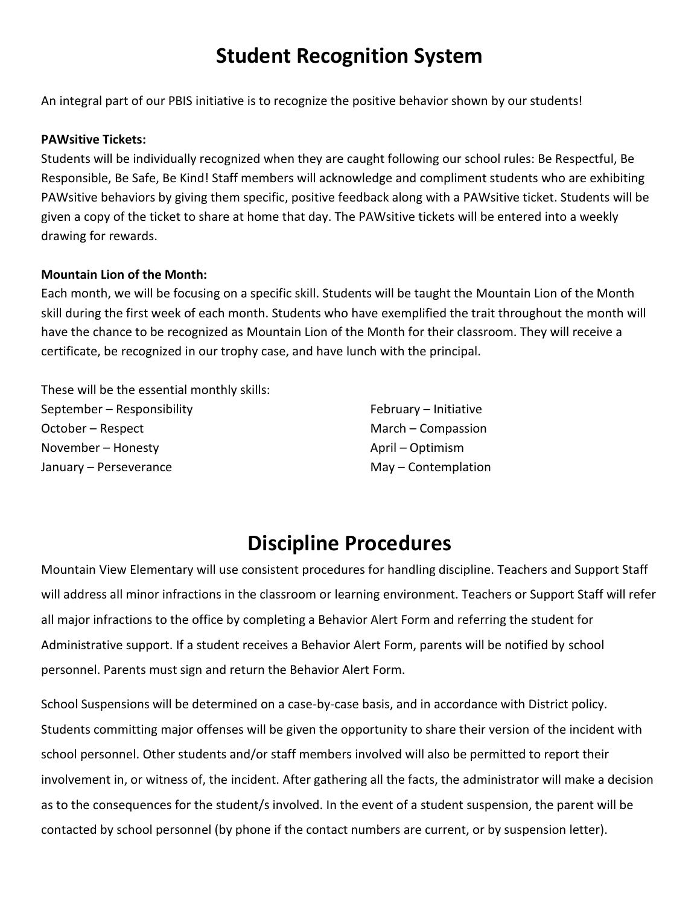# Student Recognition System

An integral part of our PBIS initiative is to recognize the positive behavior shown by our students!

**PAWsitive Tickets:**
Students will be individually recognized when they are caught following our school rules: Be Respectful, Be Responsible, Be Safe, Be Kind! Staff members will acknowledge and compliment students who are exhibiting PAWsitive behaviors by giving them specific, positive feedback along with a PAWsitive ticket. Students will be given a copy of the ticket to share at home that day. The PAWsitive tickets will be entered into a weekly drawing for rewards.

**Mountain Lion of the Month:**
Each month, we will be focusing on a specific skill. Students will be taught the Mountain Lion of the Month skill during the first week of each month. Students who have exemplified the trait throughout the month will have the chance to be recognized as Mountain Lion of the Month for their classroom. They will receive a certificate, be recognized in our trophy case, and have lunch with the principal.

These will be the essential monthly skills:

September – Responsibility
October – Respect
November – Honesty
January – Perseverance
February – Initiative
March – Compassion
April – Optimism
May – Contemplation

# Discipline Procedures

Mountain View Elementary will use consistent procedures for handling discipline. Teachers and Support Staff will address all minor infractions in the classroom or learning environment. Teachers or Support Staff will refer all major infractions to the office by completing a Behavior Alert Form and referring the student for Administrative support. If a student receives a Behavior Alert Form, parents will be notified by school personnel. Parents must sign and return the Behavior Alert Form.

School Suspensions will be determined on a case-by-case basis, and in accordance with District policy. Students committing major offenses will be given the opportunity to share their version of the incident with school personnel. Other students and/or staff members involved will also be permitted to report their involvement in, or witness of, the incident. After gathering all the facts, the administrator will make a decision as to the consequences for the student/s involved. In the event of a student suspension, the parent will be contacted by school personnel (by phone if the contact numbers are current, or by suspension letter).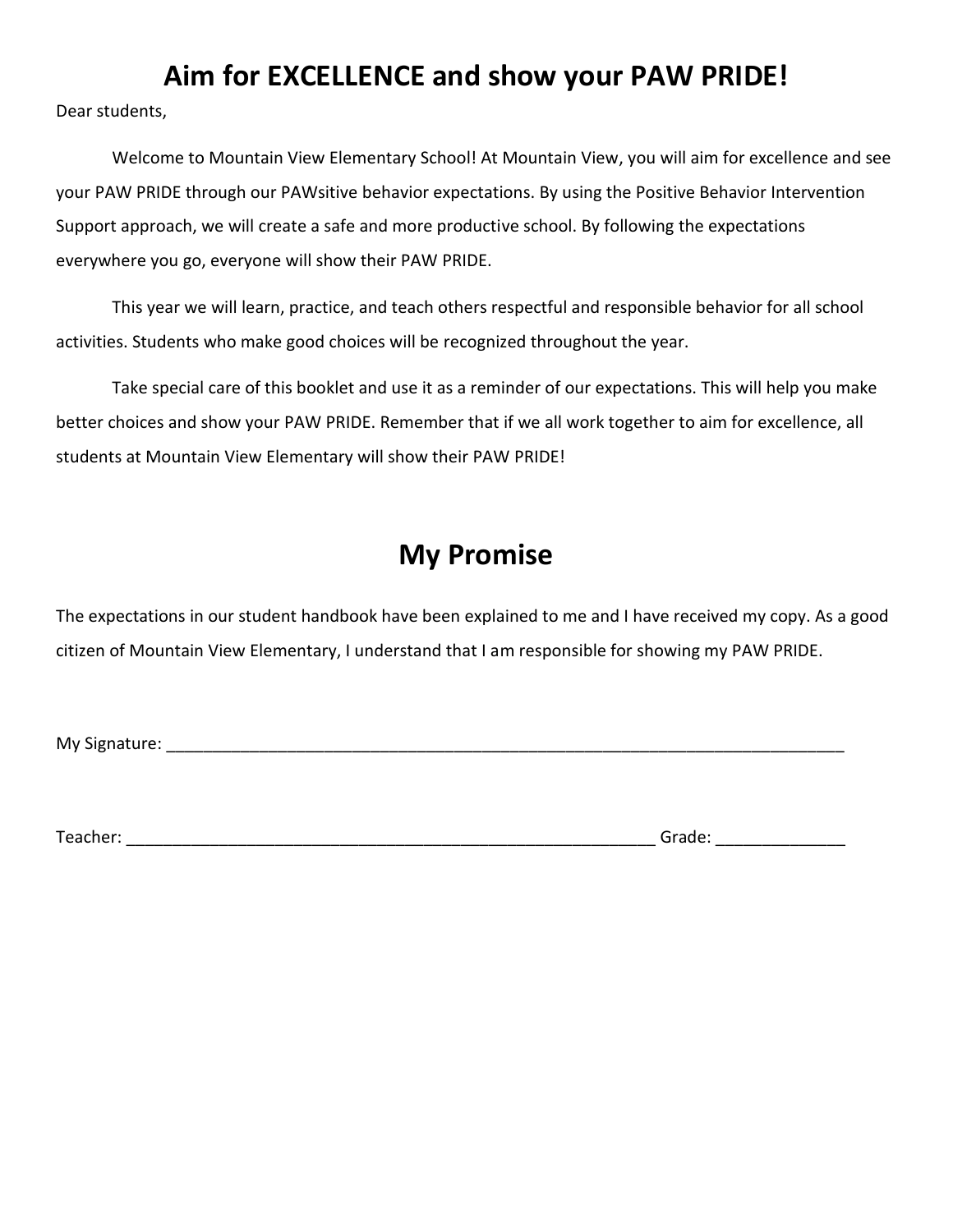# Aim for EXCELLENCE and show your PAW PRIDE!

Dear students,

Welcome to Mountain View Elementary School! At Mountain View, you will aim for excellence and see your PAW PRIDE through our PAWsitive behavior expectations. By using the Positive Behavior Intervention Support approach, we will create a safe and more productive school. By following the expectations everywhere you go, everyone will show their PAW PRIDE.

This year we will learn, practice, and teach others respectful and responsible behavior for all school activities. Students who make good choices will be recognized throughout the year.

Take special care of this booklet and use it as a reminder of our expectations. This will help you make better choices and show your PAW PRIDE. Remember that if we all work together to aim for excellence, all students at Mountain View Elementary will show their PAW PRIDE!

# My Promise

The expectations in our student handbook have been explained to me and I have received my copy. As a good citizen of Mountain View Elementary, I understand that I am responsible for showing my PAW PRIDE.

My Signature: ___________________________________________________________________________

Teacher: ___________________________________________________________ Grade: ______________